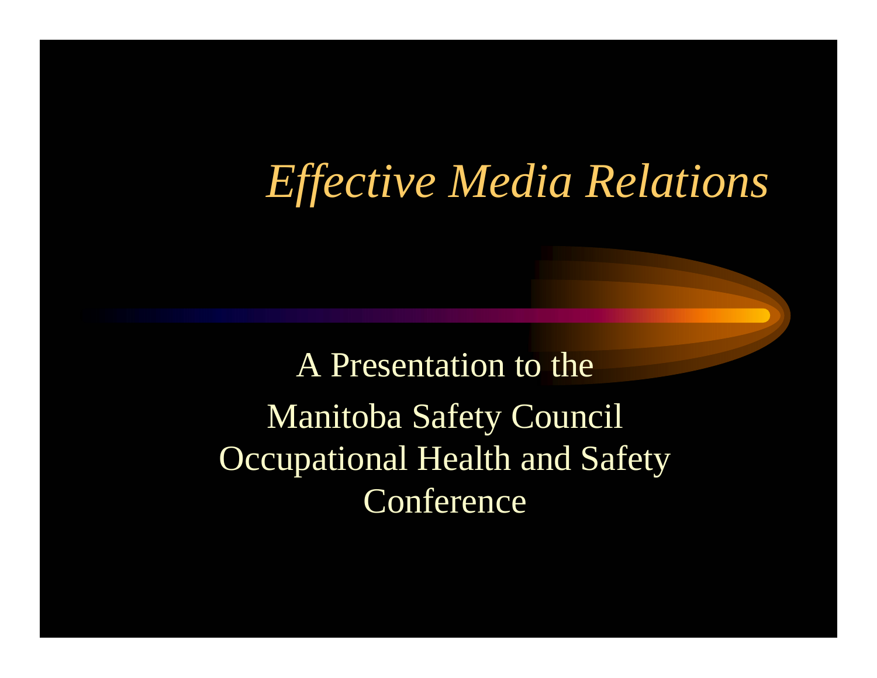# *Effective Media Relations*

A Presentation to the

Manitoba Safety Council
Occupational Health and Safety
Conference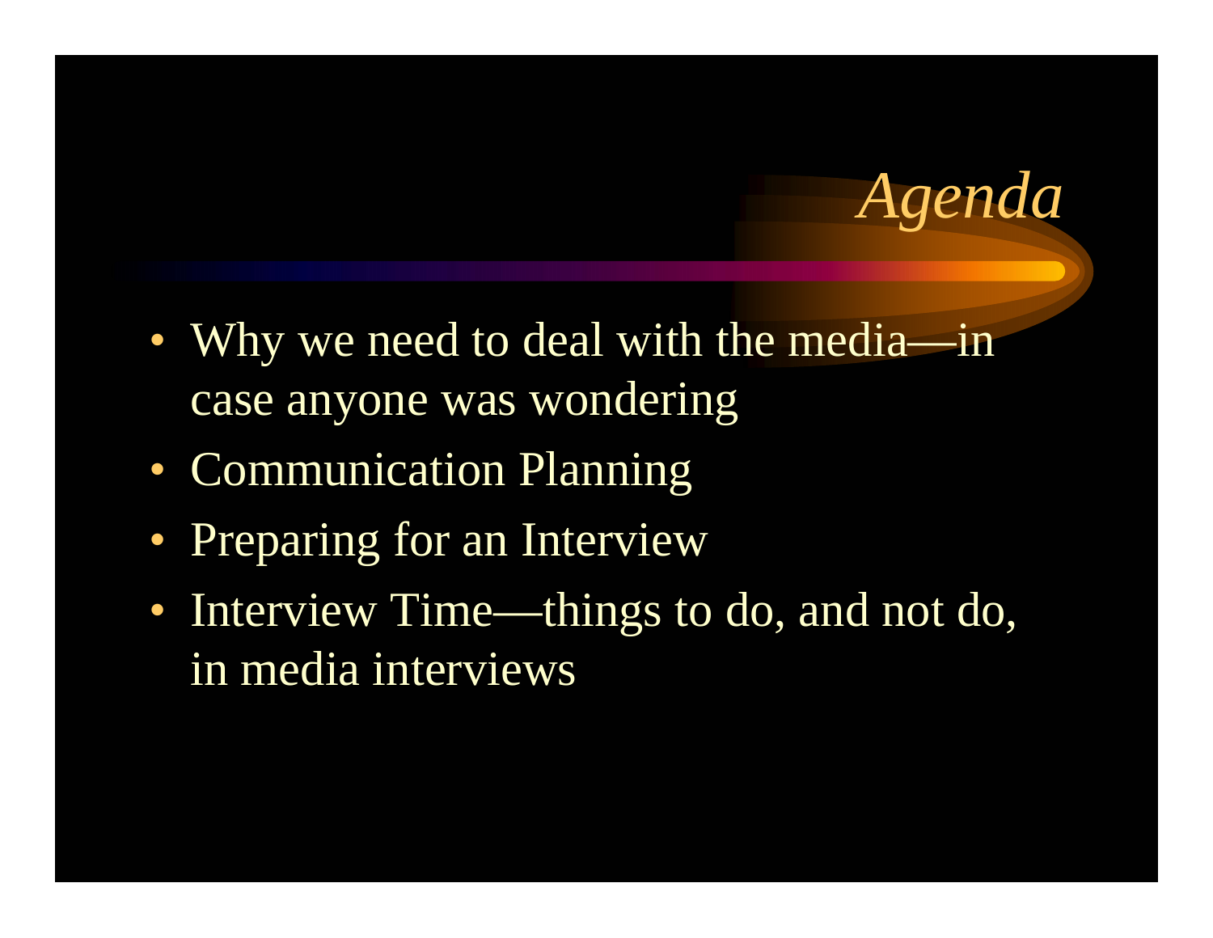# *Agenda*

- Why we need to deal with the media—in case anyone was wondering
- Communication Planning
- Preparing for an Interview
- Interview Time—things to do, and not do, in media interviews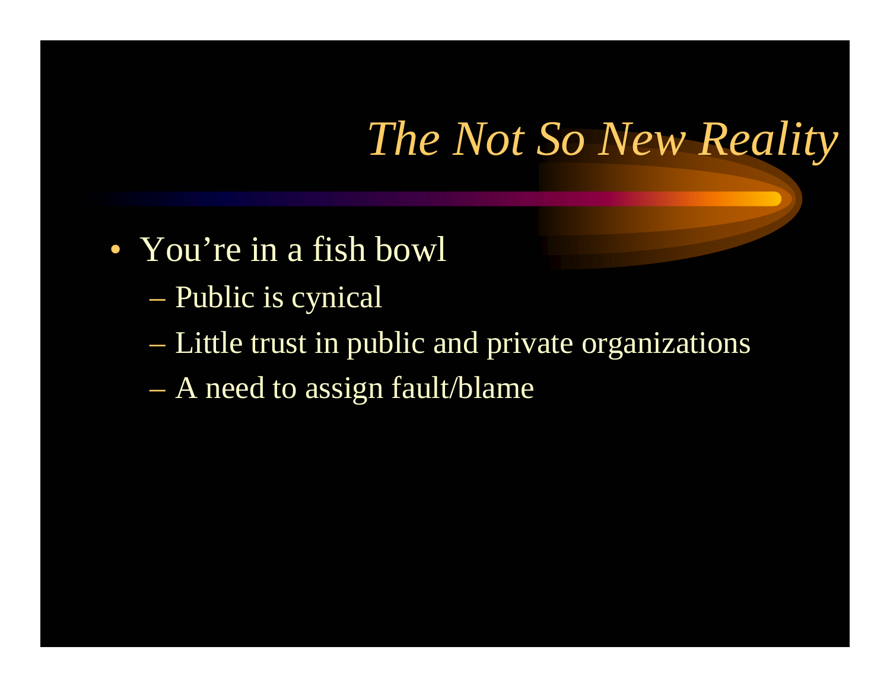# *The Not So New Reality*

- You're in a fish bowl
  - Public is cynical
  - Little trust in public and private organizations
  - A need to assign fault/blame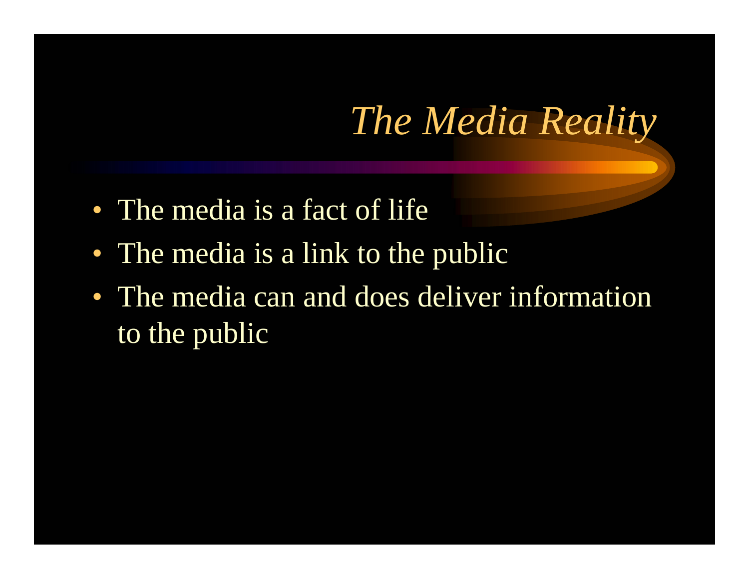# *The Media Reality*

- The media is a fact of life
- The media is a link to the public
- The media can and does deliver information to the public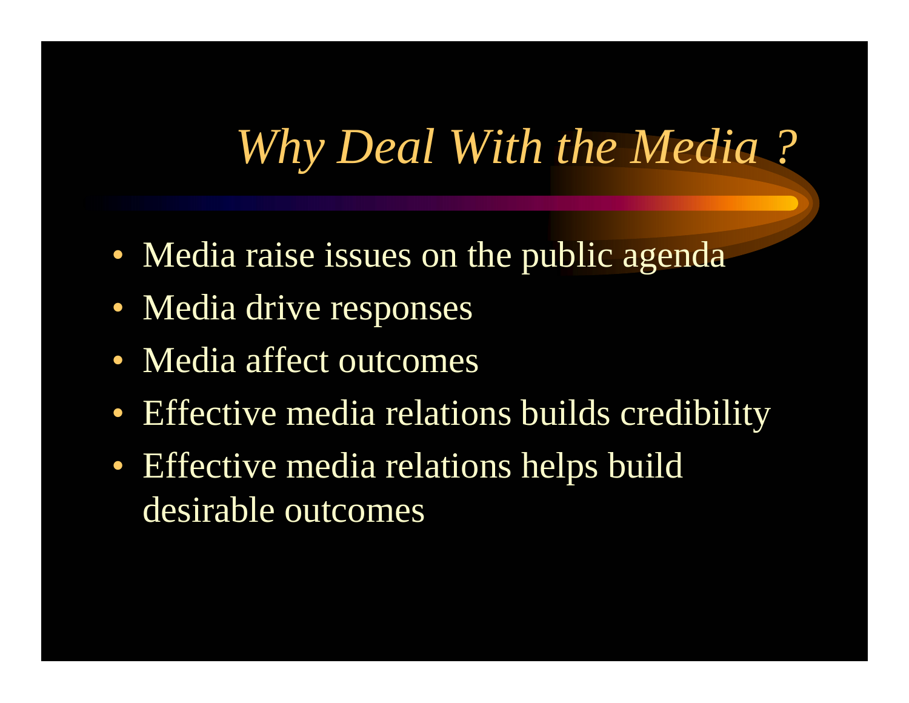# *Why Deal With the Media ?*

- Media raise issues on the public agenda
- Media drive responses
- Media affect outcomes
- Effective media relations builds credibility
- Effective media relations helps build desirable outcomes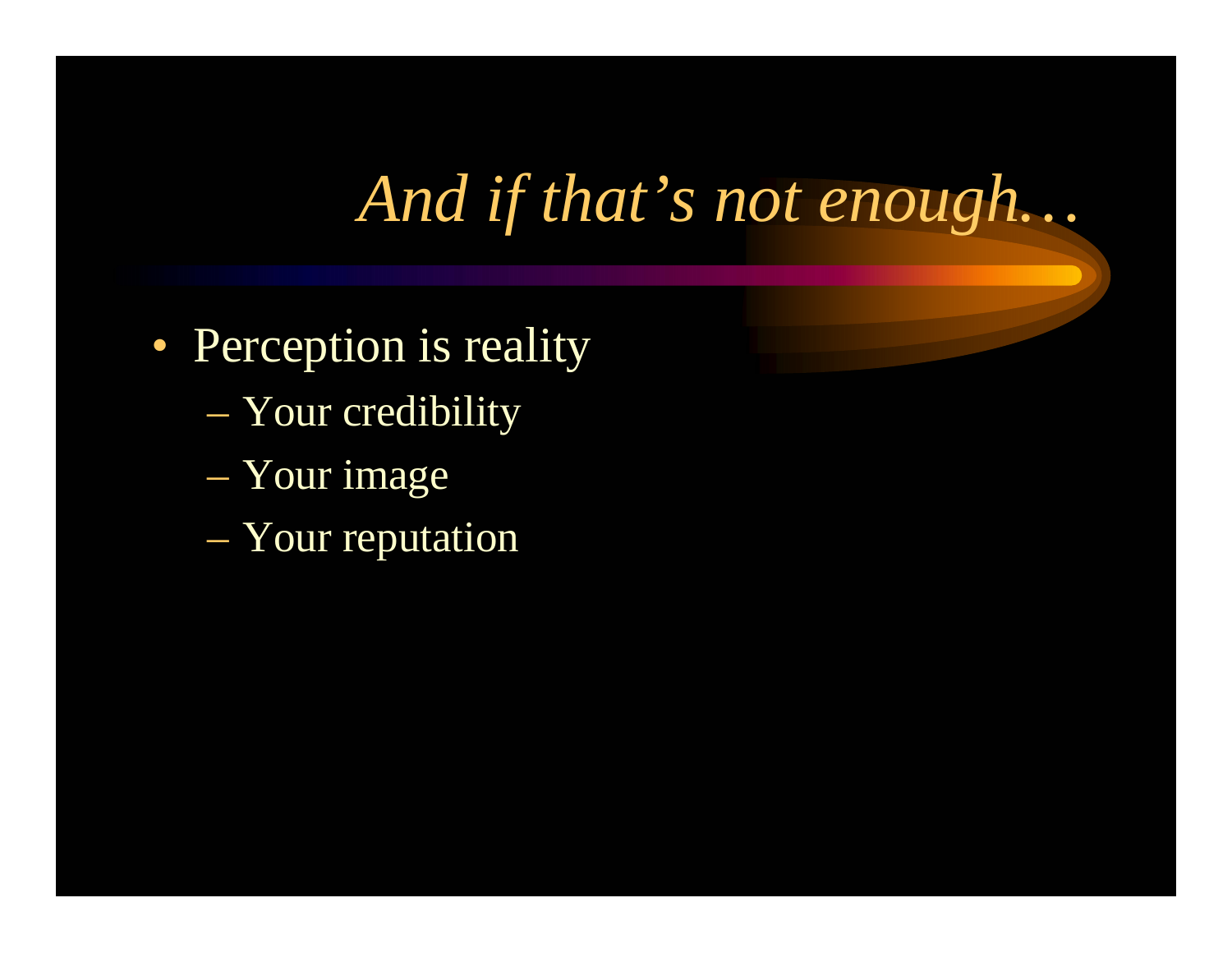# *And if that's not enough…*

- Perception is reality
  - Your credibility
  - Your image
  - Your reputation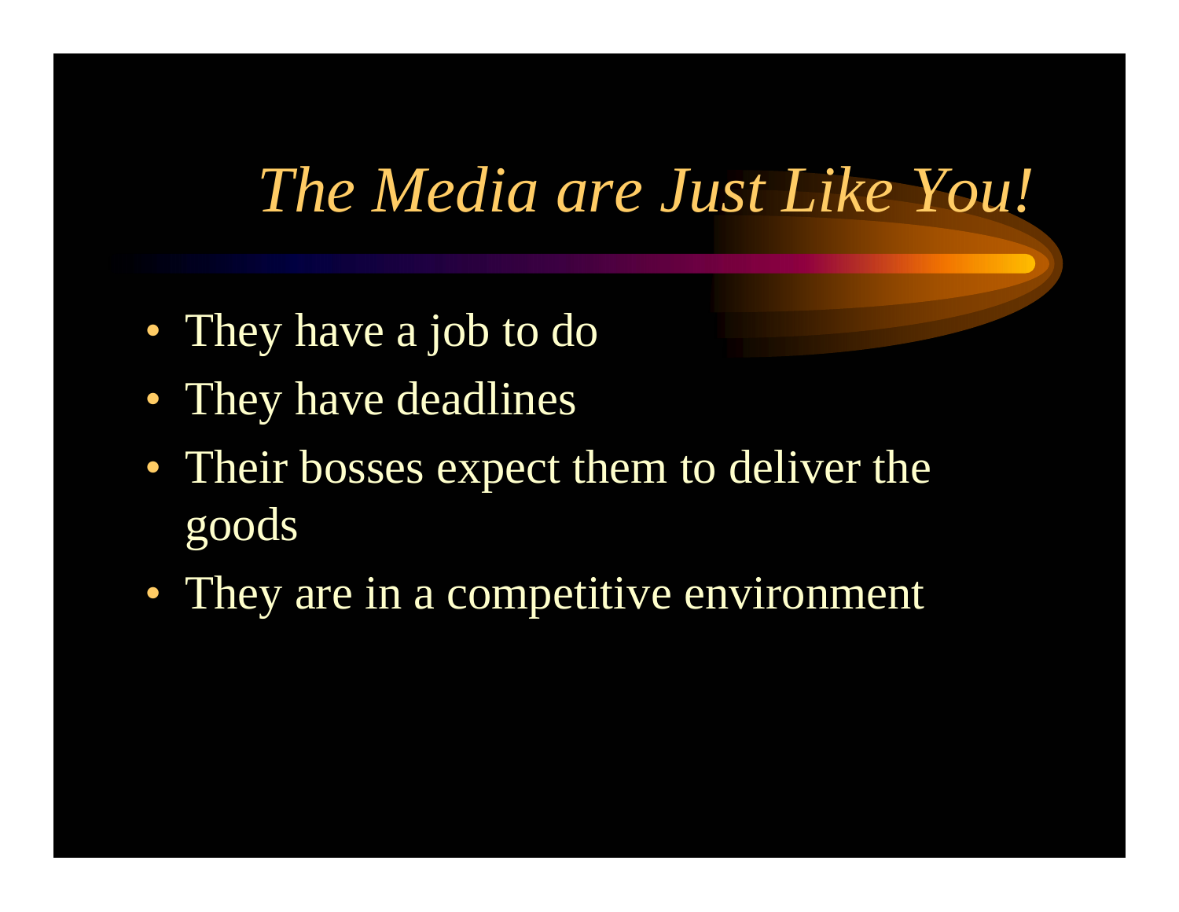# *The Media are Just Like You!*

- They have a job to do
- They have deadlines
- Their bosses expect them to deliver the goods
- They are in a competitive environment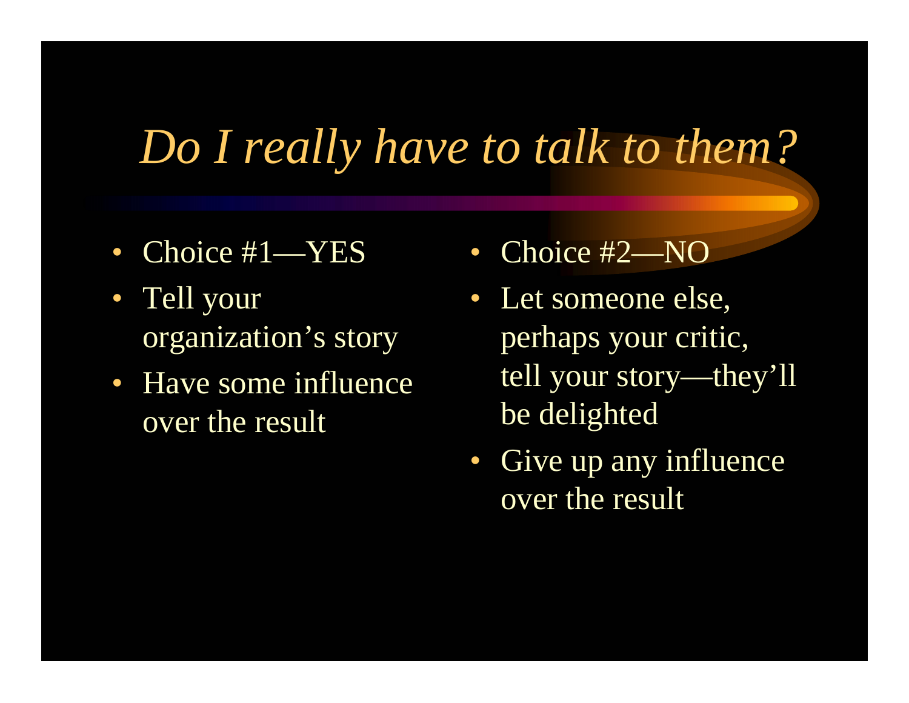# *Do I really have to talk to them?*

- Choice #1—YES
- Tell your organization's story
- Have some influence over the result

- Choice #2—NO
- Let someone else, perhaps your critic, tell your story—they'll be delighted
- Give up any influence over the result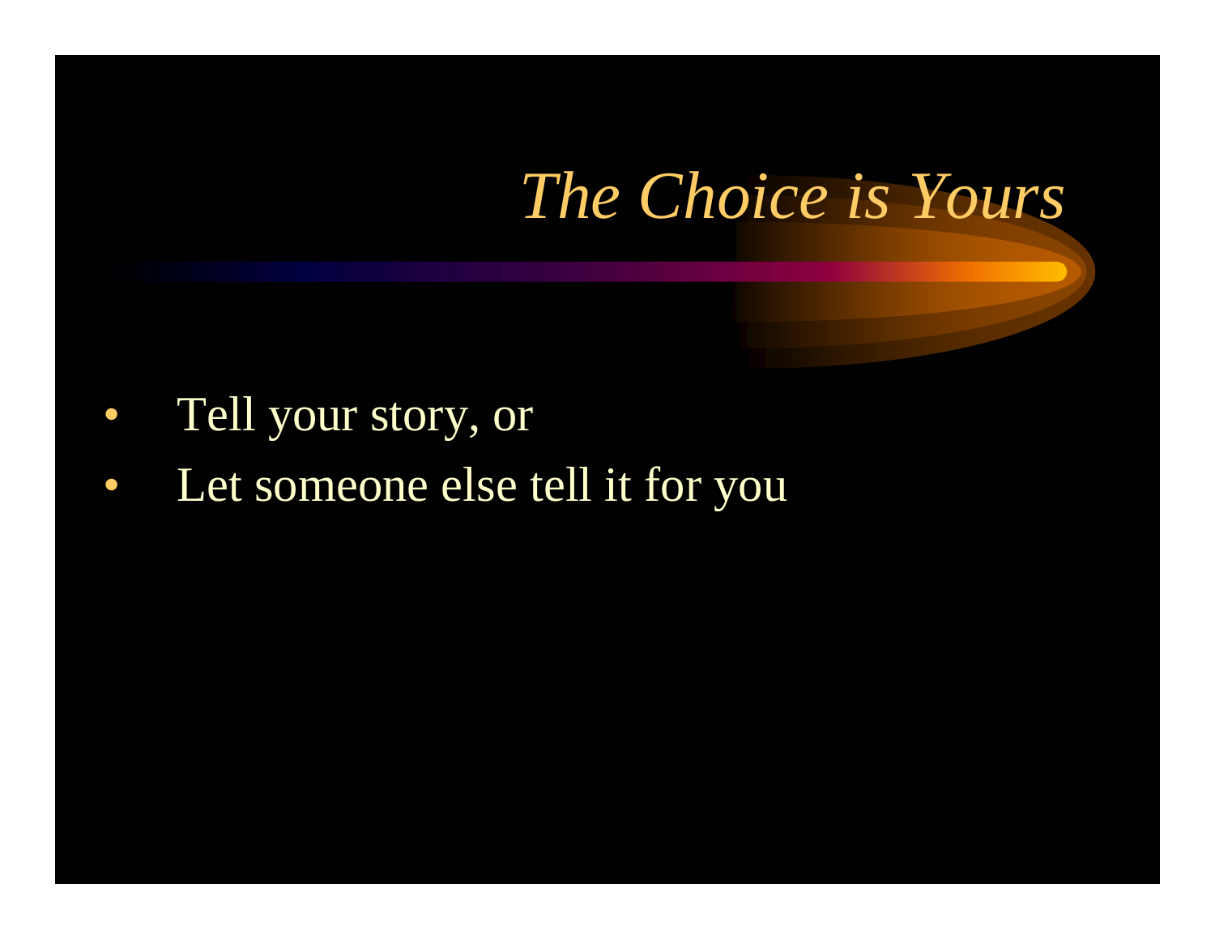# *The Choice is Yours*

- Tell your story, or
- Let someone else tell it for you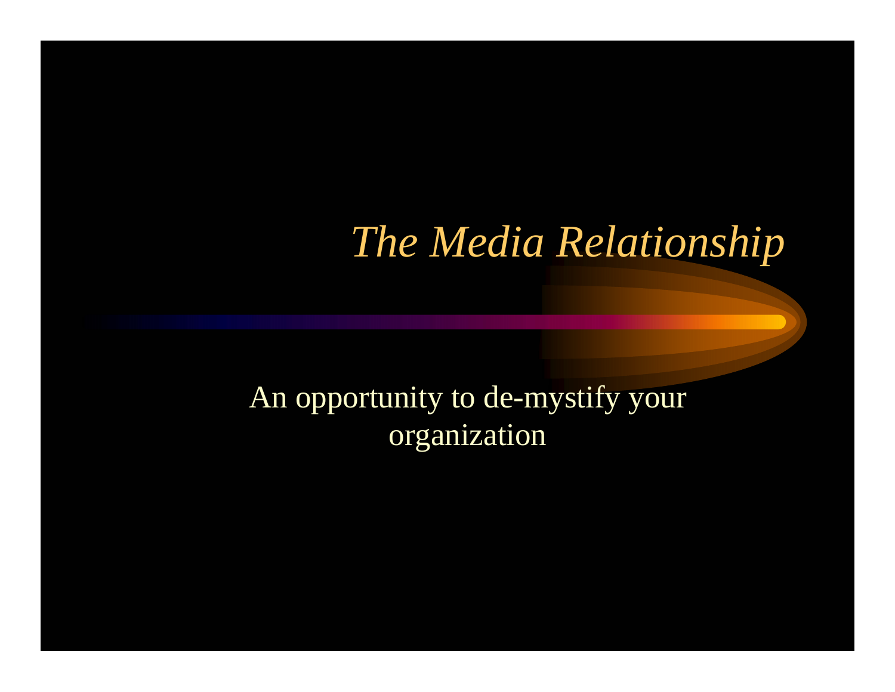# *The Media Relationship*

An opportunity to de-mystify your organization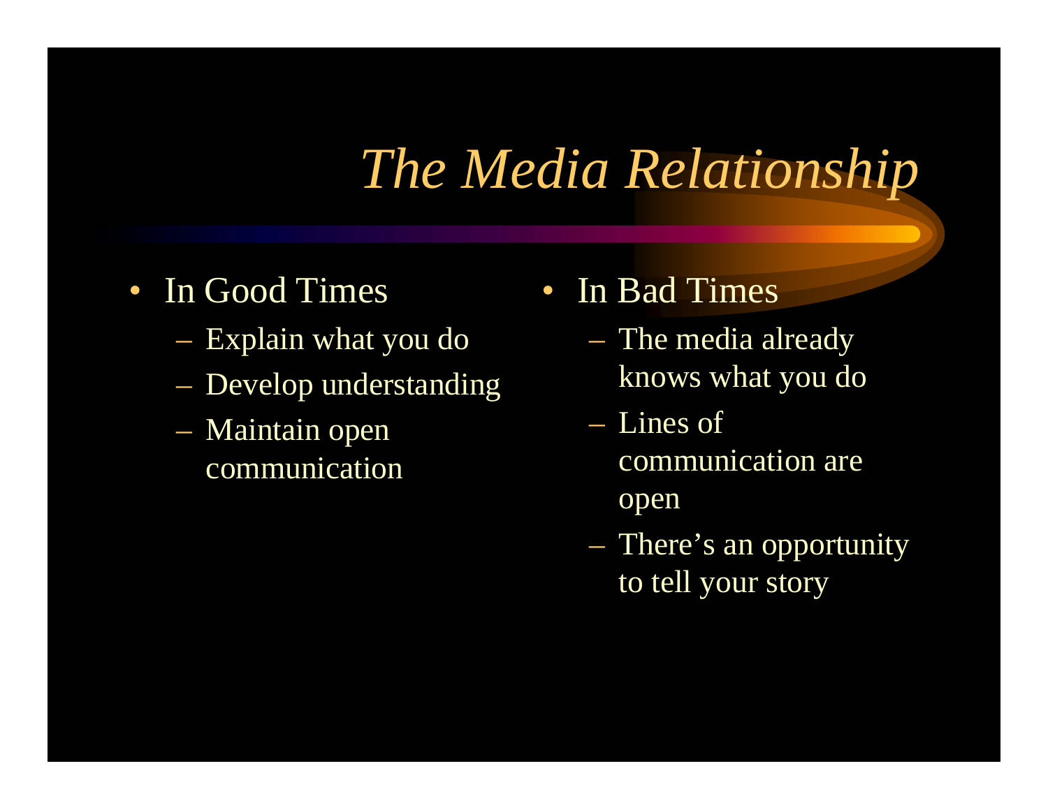# *The Media Relationship*

- In Good Times
  - Explain what you do
  - Develop understanding
  - Maintain open communication

- In Bad Times
  - The media already knows what you do
  - Lines of communication are open
  - There's an opportunity to tell your story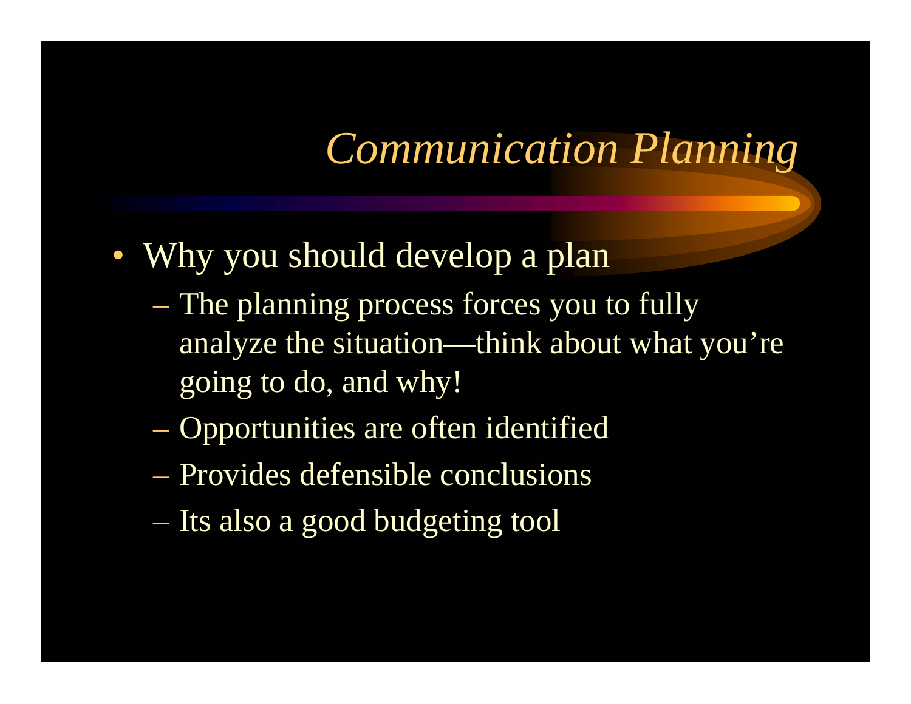# *Communication Planning*

- Why you should develop a plan
  - The planning process forces you to fully analyze the situation—think about what you’re going to do, and why!
  - Opportunities are often identified
  - Provides defensible conclusions
  - Its also a good budgeting tool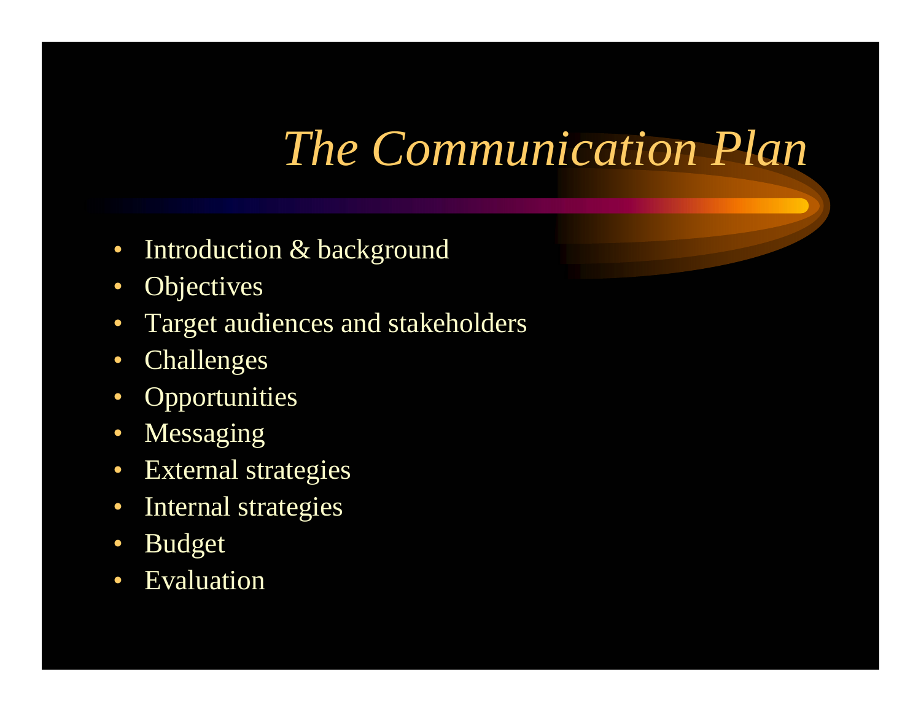# *The Communication Plan*

- Introduction & background
- Objectives
- Target audiences and stakeholders
- Challenges
- Opportunities
- Messaging
- External strategies
- Internal strategies
- Budget
- Evaluation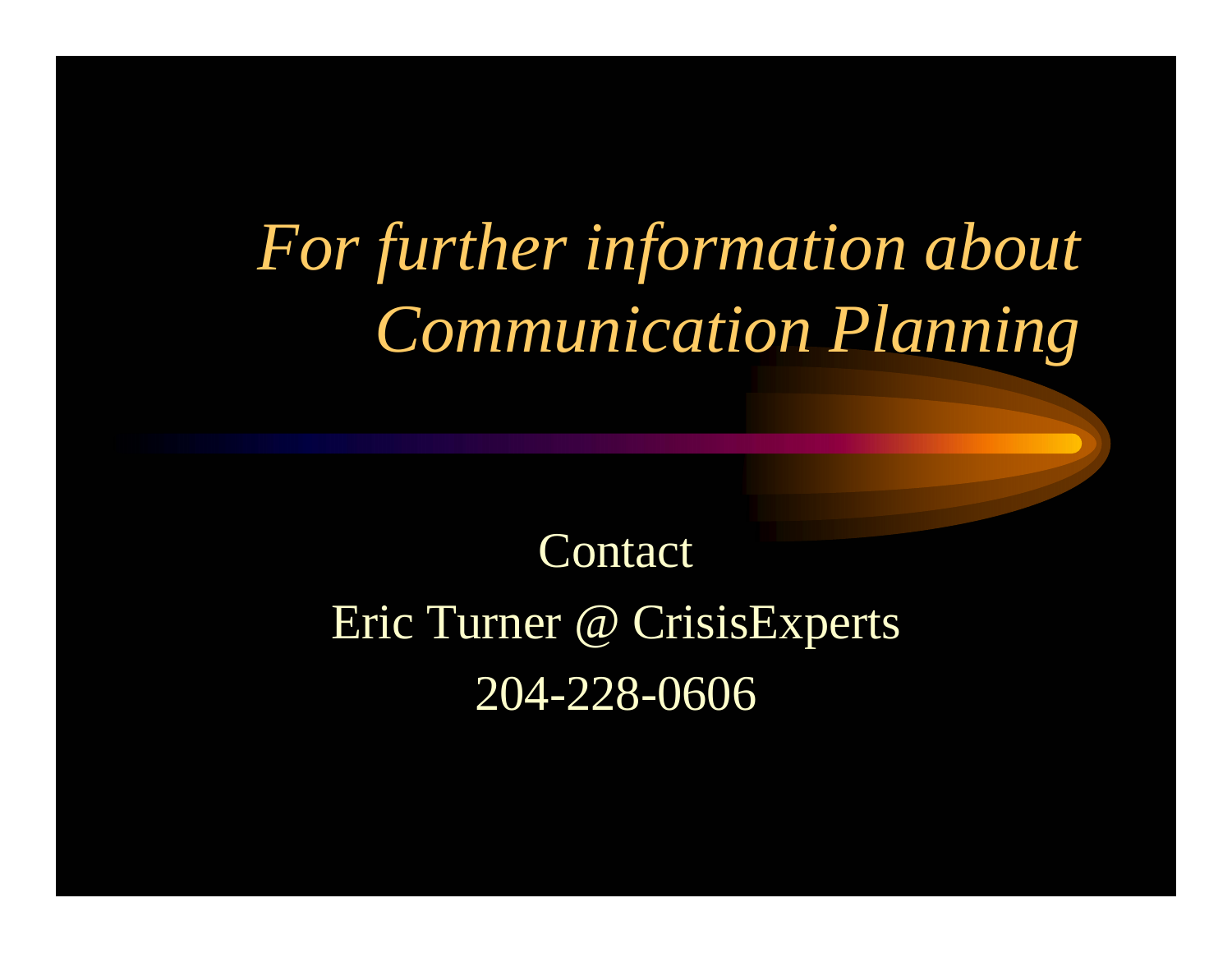# *For further information about Communication Planning*

Contact

Eric Turner @ CrisisExperts

204-228-0606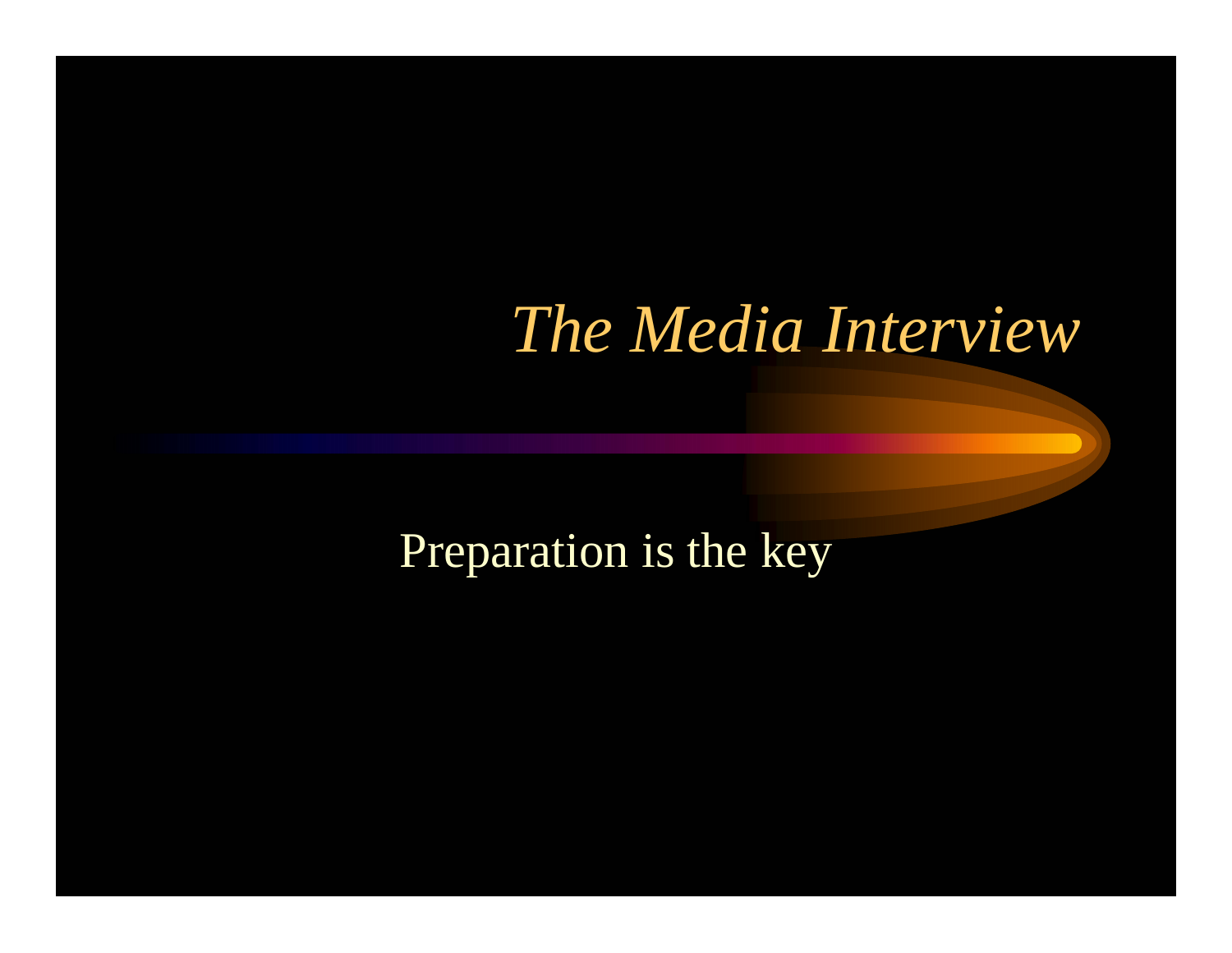# *The Media Interview*

Preparation is the key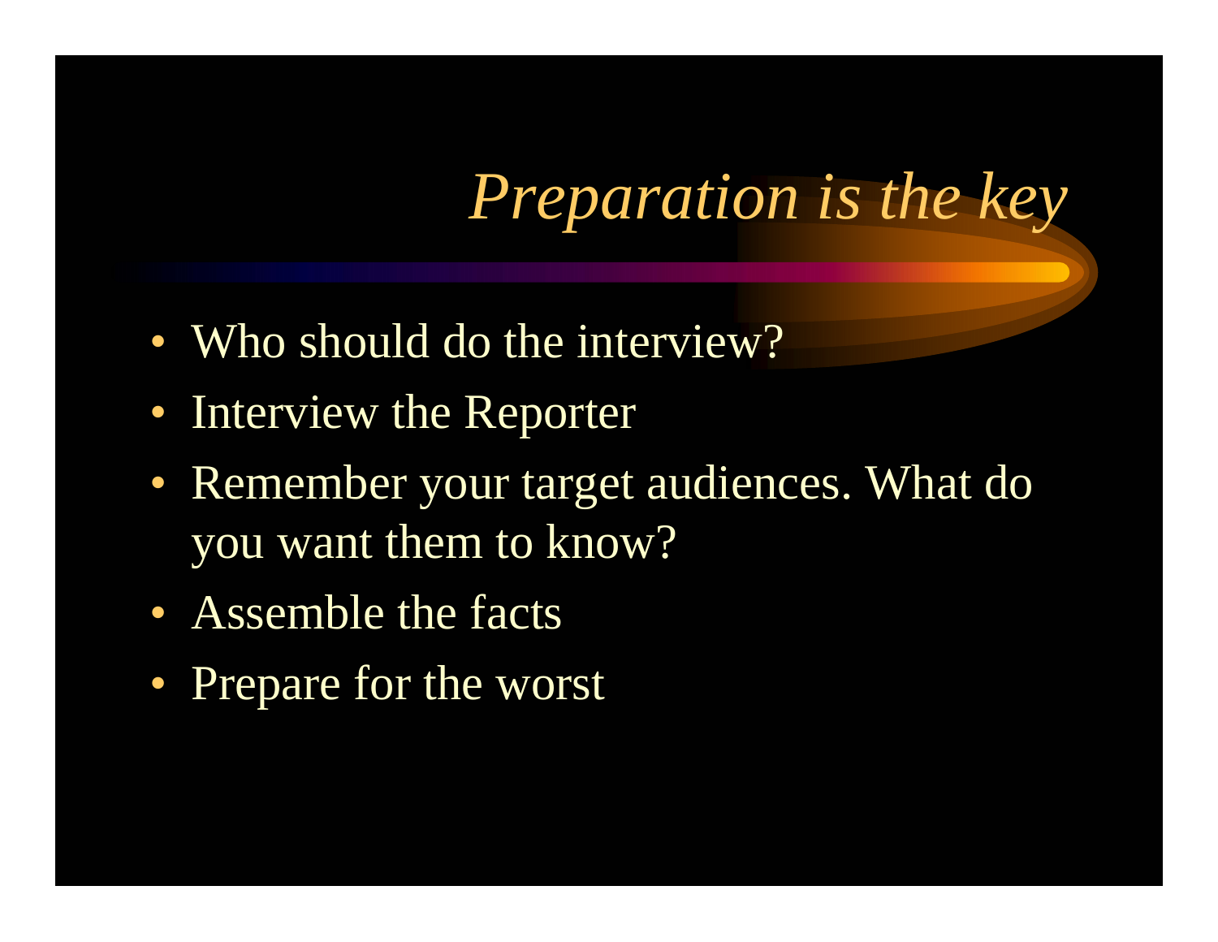# *Preparation is the key*

- Who should do the interview?
- Interview the Reporter
- Remember your target audiences. What do you want them to know?
- Assemble the facts
- Prepare for the worst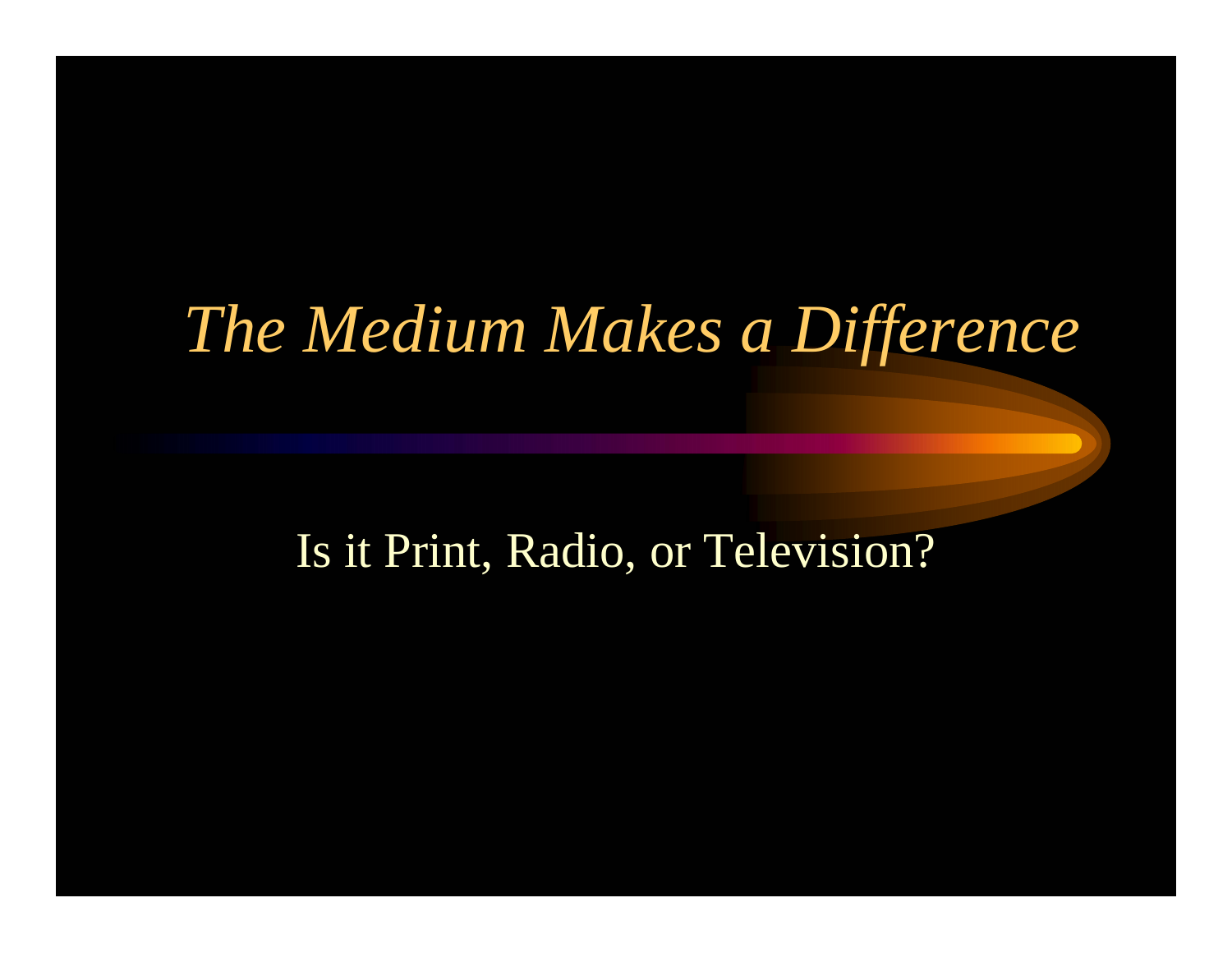# *The Medium Makes a Difference*

Is it Print, Radio, or Television?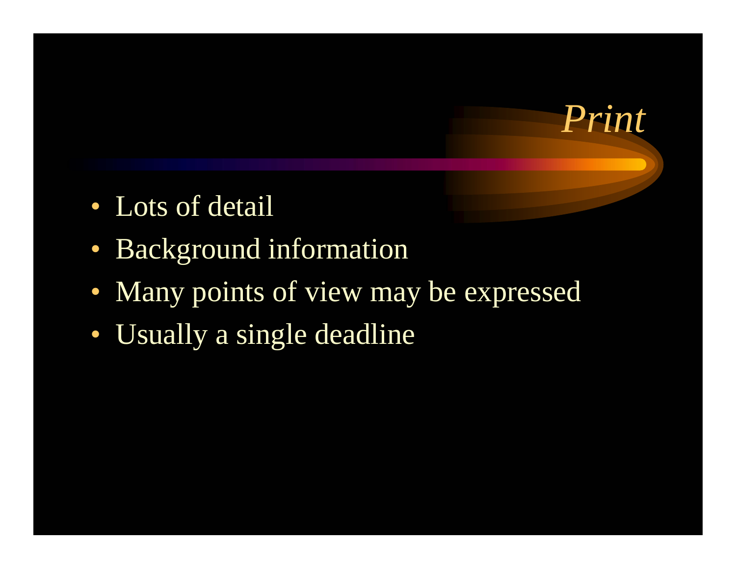# *Print*

- Lots of detail
- Background information
- Many points of view may be expressed
- Usually a single deadline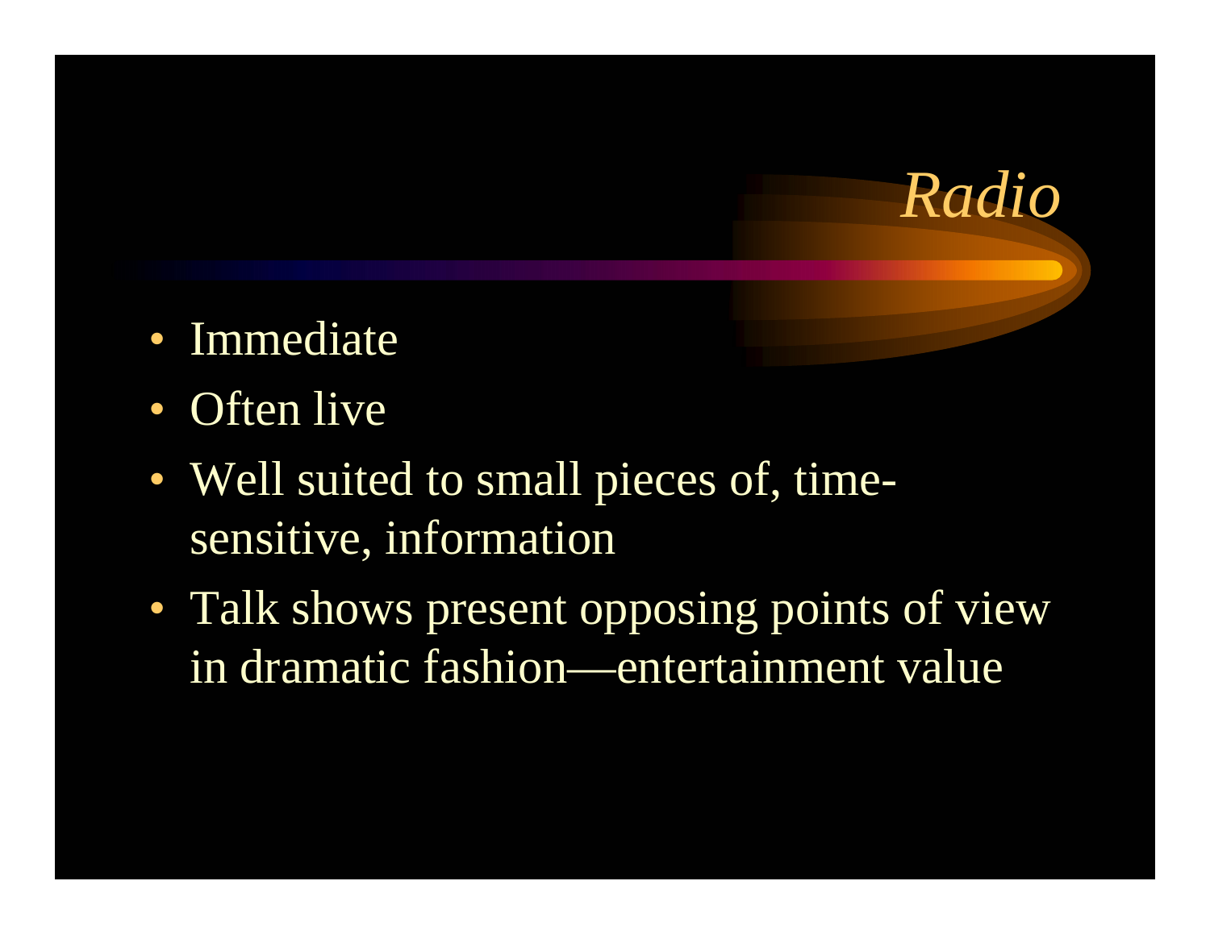# *Radio*

- Immediate
- Often live
- Well suited to small pieces of, time-sensitive, information
- Talk shows present opposing points of view in dramatic fashion—entertainment value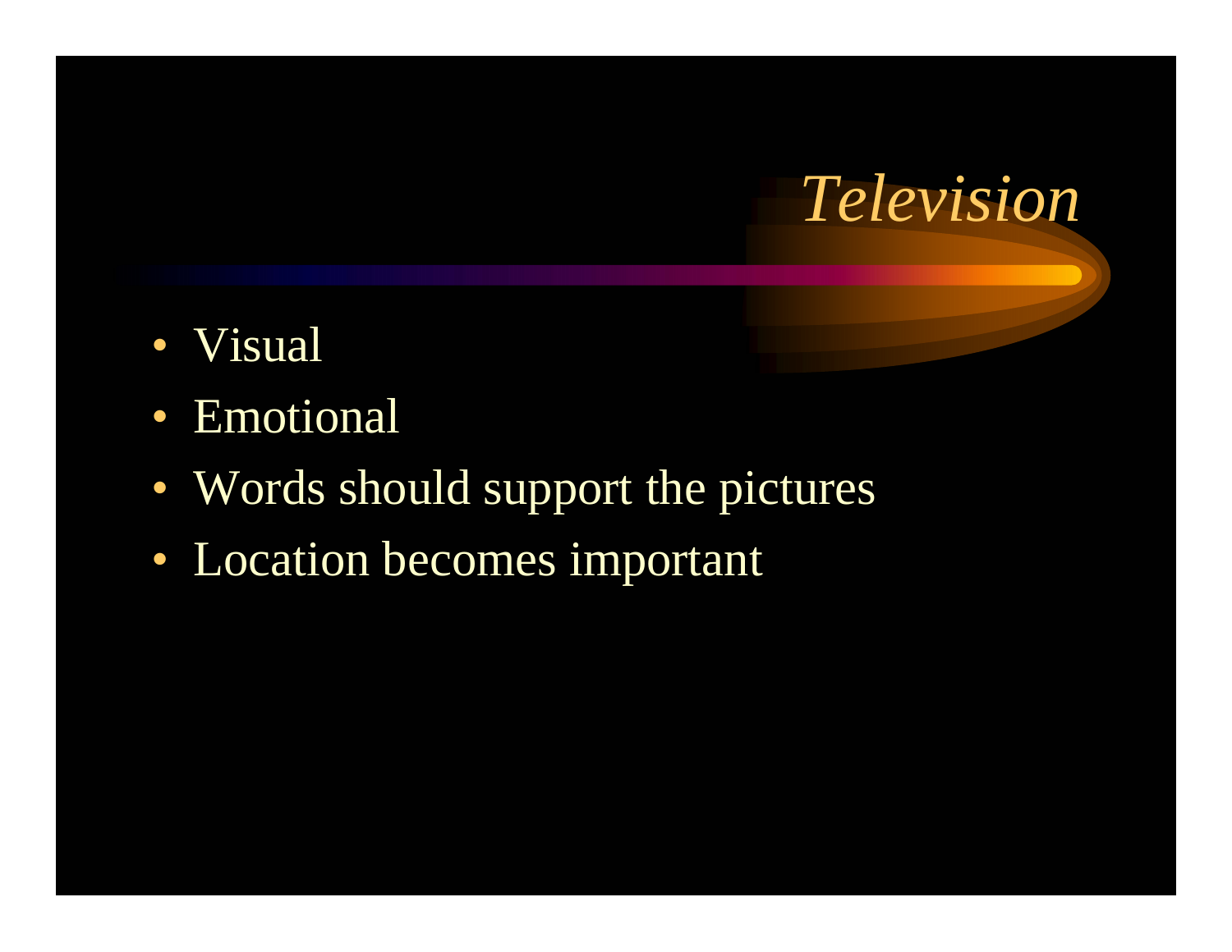# *Television*

- Visual
- Emotional
- Words should support the pictures
- Location becomes important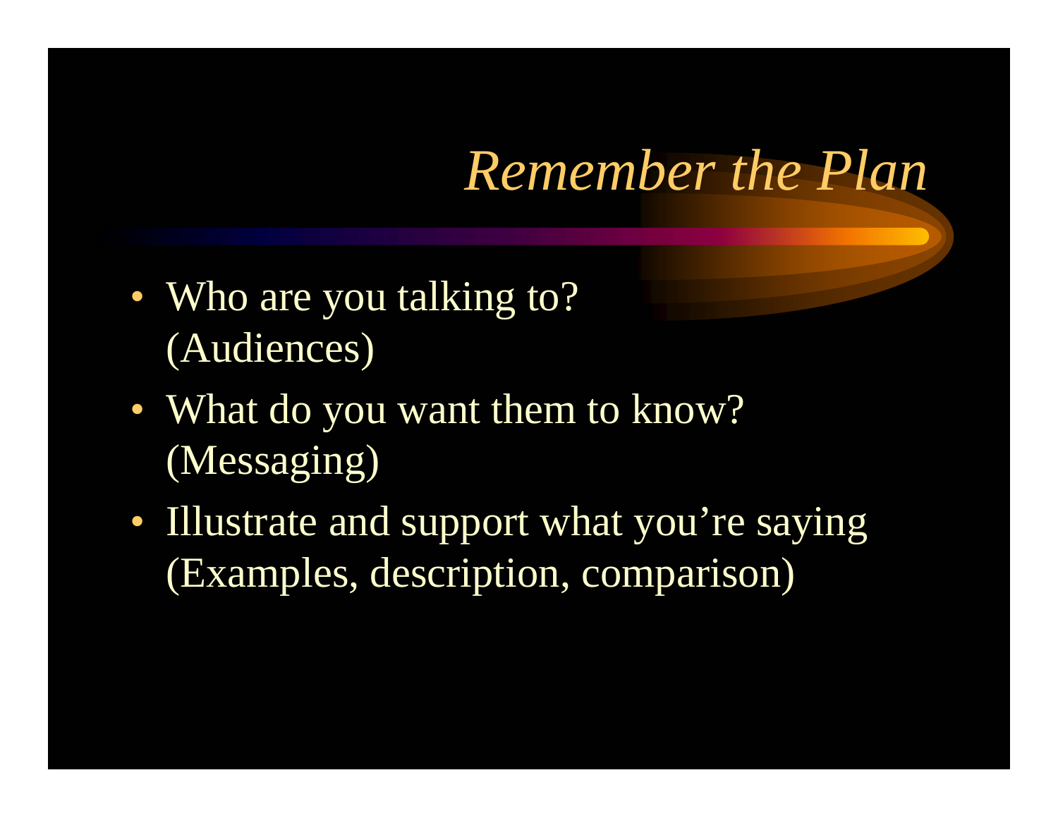# *Remember the Plan*

- Who are you talking to? (Audiences)
- What do you want them to know? (Messaging)
- Illustrate and support what you're saying (Examples, description, comparison)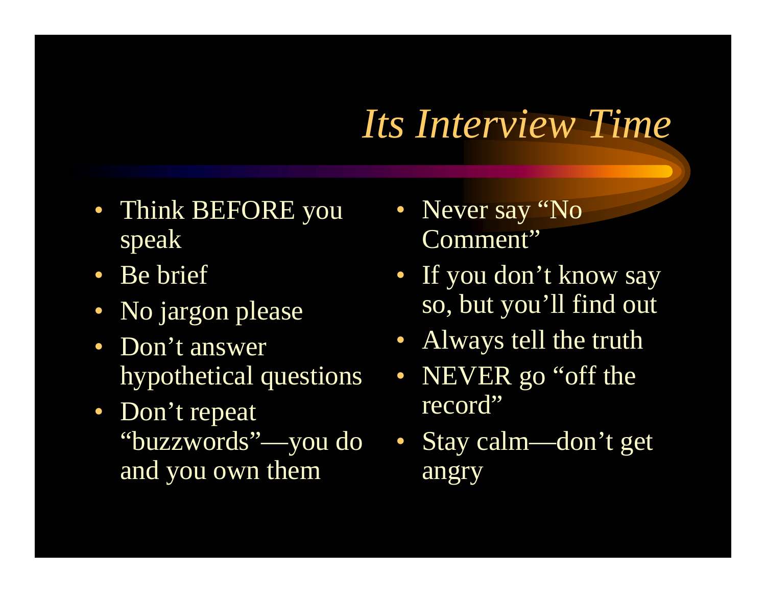# *Its Interview Time*

- Think BEFORE you speak
- Be brief
- No jargon please
- Don't answer hypothetical questions
- Don't repeat "buzzwords"—you do and you own them
- Never say "No Comment"
- If you don't know say so, but you'll find out
- Always tell the truth
- NEVER go "off the record"
- Stay calm—don't get angry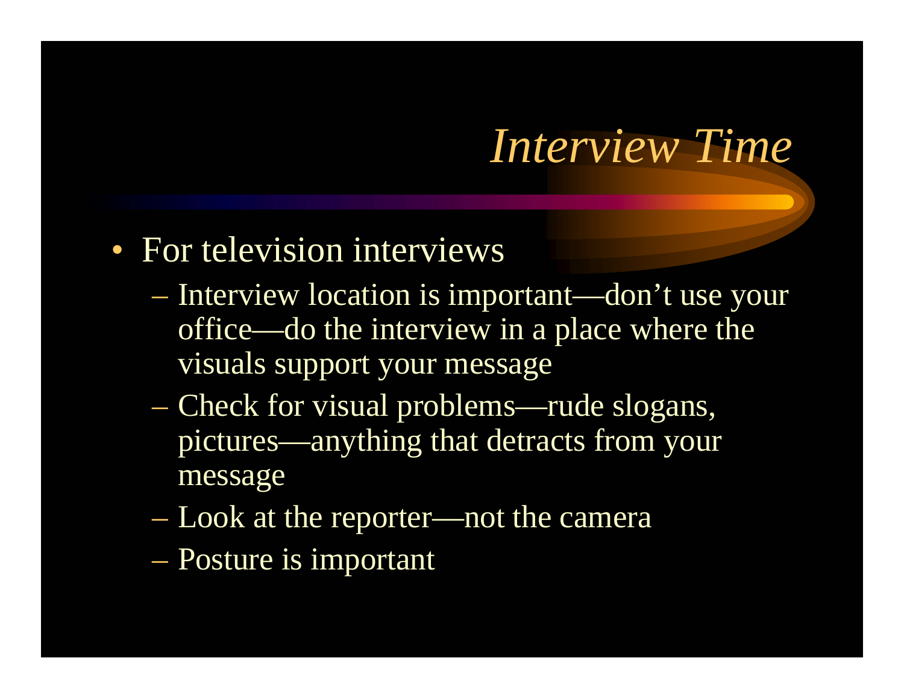# *Interview Time*

- For television interviews
  - Interview location is important—don't use your office—do the interview in a place where the visuals support your message
  - Check for visual problems—rude slogans, pictures—anything that detracts from your message
  - Look at the reporter—not the camera
  - Posture is important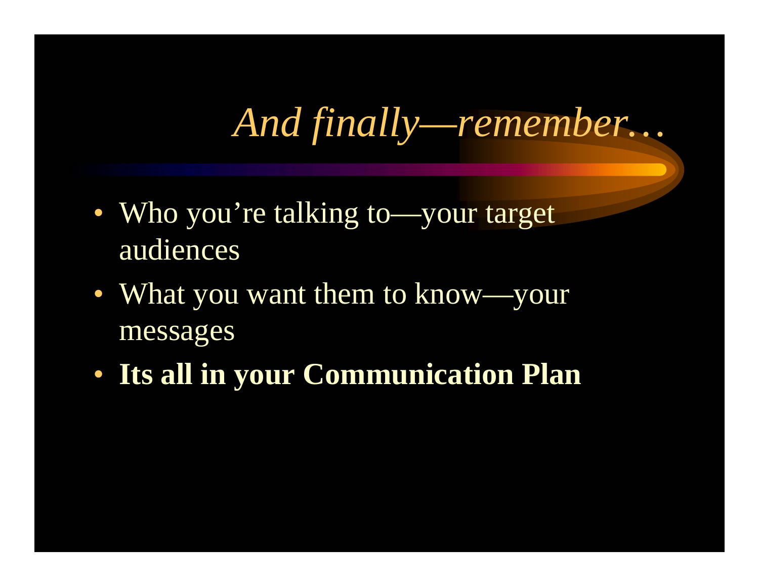# *And finally—remember…*

- Who you're talking to—your target audiences
- What you want them to know—your messages
- **Its all in your Communication Plan**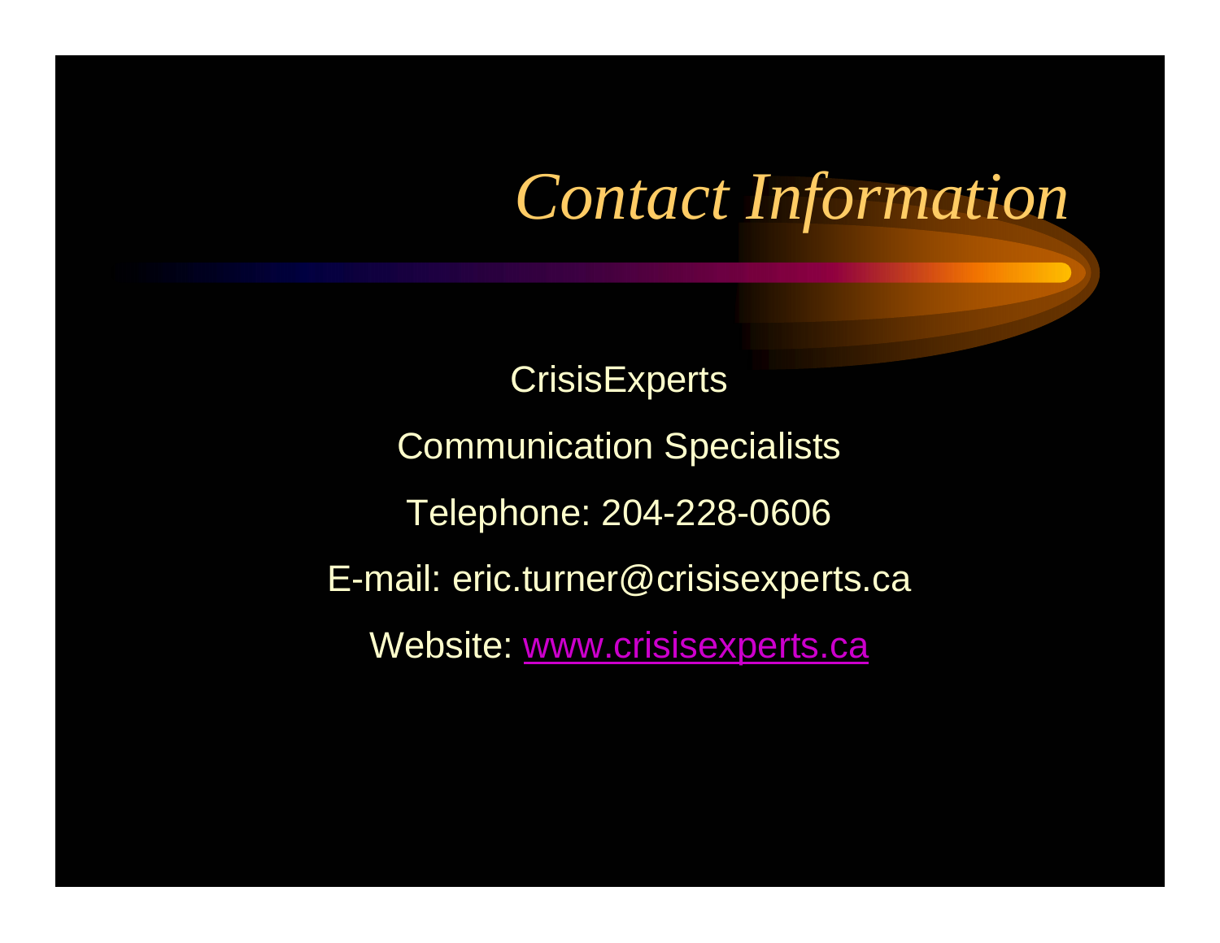# *Contact Information*

CrisisExperts

Communication Specialists

Telephone: 204-228-0606

E-mail: eric.turner@crisisexperts.ca

Website: [www.crisisexperts.ca](http://www.crisisexperts.ca)